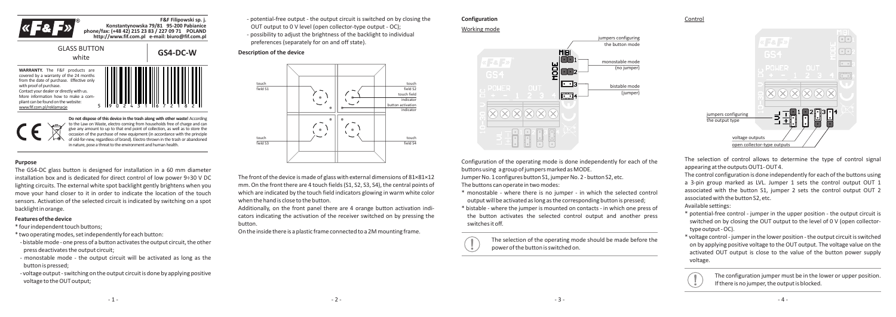**F&F Filipowski sp. j.**
**Konstantynowska 79/81 95-200 Pabianice**
**phone/fax: (+48 42) 215 23 83 / 227 09 71 POLAND**
**http://www.fif.com.pl e-mail: biuro@fif.com.pl**

# GLASS BUTTON white

# GS4-DC-W

**WARRANTY.** The F&F products are covered by a warranty of the 24 months from the date of purchase. Effective only with proof of purchase.
Contact your dealer or directly with us.
More information how to make a complaint can be found on the website:
www.fif.com.pl/reklamacje

5 902431 672182

**Do not dispose of this device in the trash along with other waste!** According to the Law on Waste, electro coming from households free of charge and can give any amount to up to that end point of collection, as well as to store the occasion of the purchase of new equipment (in accordance with the principle of old-for-new, regardless of brand). Electro thrown in the trash or abandoned in nature, pose a threat to the environment and human health.

## Purpose

The GS4-DC glass button is designed for installation in a 60 mm diameter installation box and is dedicated for direct control of low power 9÷30 V DC lighting circuits. The external white spot backlight gently brightens when you move your hand closer to it in order to indicate the location of the touch sensors. Activation of the selected circuit is indicated by switching on a spot backlight in orange.

## Features of the device

* four independent touch buttons;
* two operating modes, set independently for each button:
  - bistable mode - one press of a button activates the output circuit, the other press deactivates the output circuit;
  - monostable mode - the output circuit will be activated as long as the button is pressed;
  - voltage output - switching on the output circuit is done by applying positive voltage to the OUT output;
  - potential-free output - the output circuit is switched on by closing the OUT output to 0 V level (open collector-type output - OC);
  - possibility to adjust the brightness of the backlight to individual preferences (separately for on and off state).

## Description of the device

touch field S1 · touch field S2 · touch field indicator · button activation indicator · touch field S3 · touch field S4

The front of the device is made of glass with external dimensions of 81×81×12 mm. On the front there are 4 touch fields (S1, S2, S3, S4), the central points of which are indicated by the touch field indicators glowing in warm white color when the hand is close to the button.

Additionally, on the front panel there are 4 orange button activation indicators indicating the activation of the receiver switched on by pressing the button.

On the inside there is a plastic frame connected to a 2M mounting frame.

## Configuration

### Working mode

jumpers configuring the button mode · monostable mode (no jumper) · bistable mode (jumper)

Configuration of the operating mode is done independently for each of the buttons using a group of jumpers marked as MODE.

Jumper No. 1 configures button S1, jumper No. 2 - button S2, etc.

The buttons can operate in two modes:

* monostable - where there is no jumper - in which the selected control output will be activated as long as the corresponding button is pressed;
* bistable - where the jumper is mounted on contacts - in which one press of the button activates the selected control output and another press switches it off.

The selection of the operating mode should be made before the power of the button is switched on.

### Control

jumpers configuring the output type · voltage outputs · open collector-type outputs

The selection of control allows to determine the type of control signal appearing at the outputs OUT1- OUT4.

The control configuration is done independently for each of the buttons using a 3-pin group marked as LVL. Jumper 1 sets the control output OUT 1 associated with the button S1, jumper 2 sets the control output OUT 2 associated with the button S2, etc.

Available settings:

* potential-free control - jumper in the upper position - the output circuit is switched on by closing the OUT output to the level of 0 V (open collector-type output - OC).
* voltage control - jumper in the lower position - the output circuit is switched on by applying positive voltage to the OUT output. The voltage value on the activated OUT output is close to the value of the button power supply voltage.

The configuration jumper must be in the lower or upper position. If there is no jumper, the output is blocked.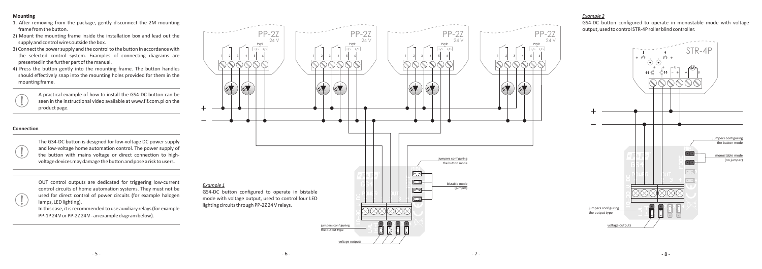## Mounting

1. After removing from the package, gently disconnect the 2M mounting frame from the button.
2) Mount the mounting frame inside the installation box and lead out the supply and control wires outside the box.
3) Connect the power supply and the control to the button in accordance with the selected control system. Examples of connecting diagrams are presented in the further part of the manual.
4) Press the button gently into the mounting frame. The button handles should effectively snap into the mounting holes provided for them in the mounting frame.

A practical example of how to install the GS4-DC button can be seen in the instructional video available at www.fif.com.pl on the product page.

## Connection

The GS4-DC button is designed for low-voltage DC power supply and low-voltage home automation control. The power supply of the button with mains voltage or direct connection to high-voltage devices may damage the button and pose a risk to users.

OUT control outputs are dedicated for triggering low-current control circuits of home automation systems. They must not be used for direct control of power circuits (for example halogen lamps, LED lighting).
In this case, it is recommended to use auxiliary relays (for example PP-1P 24 V or PP-2Z 24 V - an example diagram below).

*Example 1*

GS4-DC button configured to operate in bistable mode with voltage output, used to control four LED lighting circuits through PP-2Z 24 V relays.

PP-2Z 24 V | PWR | jumpers configuring the button mode | bistable mode (jumper) | jumpers configuring the output type | voltage outputs

*Example 2*

GS4-DC button configured to operate in monostable mode with voltage output, used to control STR-4P roller blind controller.

STR-4P | jumpers configuring the button mode | monostable mode (no jumper) | jumpers configuring the output type | voltage outputs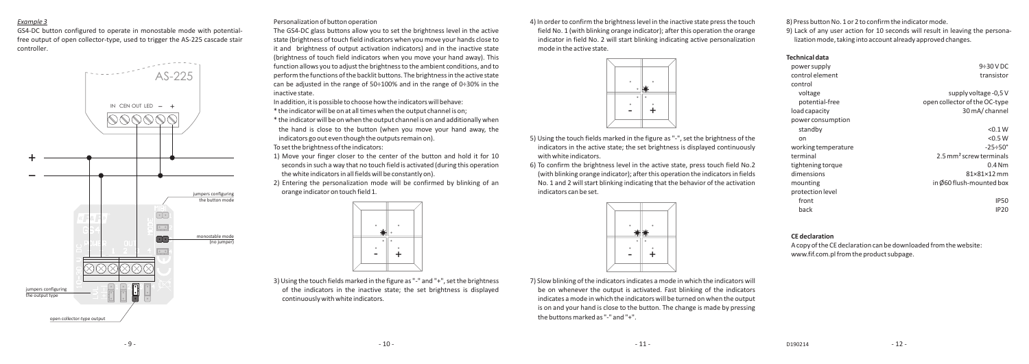*Example 3*

GS4-DC button configured to operate in monostable mode with potential-free output of open collector-type, used to trigger the AS-225 cascade stair controller.

AS-225

IN CEN OUT LED – +

+

–

jumpers configuring the button mode

monostable mode (no jumper)

jumpers configuring the output type

open collector-type output

Personalization of button operation

The GS4-DC glass buttons allow you to set the brightness level in the active state (brightness of touch field indicators when you move your hands close to it and brightness of output activation indicators) and in the inactive state (brightness of touch field indicators when you move your hand away). This function allows you to adjust the brightness to the ambient conditions, and to perform the functions of the backlit buttons. The brightness in the active state can be adjusted in the range of 50÷100% and in the range of 0÷30% in the inactive state.

In addition, it is possible to choose how the indicators will behave:

* the indicator will be on at all times when the output channel is on;
* the indicator will be on when the output channel is on and additionally when the hand is close to the button (when you move your hand away, the indicators go out even though the outputs remain on).

To set the brightness of the indicators:

1) Move your finger closer to the center of the button and hold it for 10 seconds in such a way that no touch field is activated (during this operation the white indicators in all fields will be constantly on).
2) Entering the personalization mode will be confirmed by blinking of an orange indicator on touch field 1.

3) Using the touch fields marked in the figure as "-" and "+", set the brightness of the indicators in the inactive state; the set brightness is displayed continuously with white indicators.
4) In order to confirm the brightness level in the inactive state press the touch field No. 1 (with blinking orange indicator); after this operation the orange indicator in field No. 2 will start blinking indicating active personalization mode in the active state.

5) Using the touch fields marked in the figure as "-", set the brightness of the indicators in the active state; the set brightness is displayed continuously with white indicators.
6) To confirm the brightness level in the active state, press touch field No.2 (with blinking orange indicator); after this operation the indicators in fields No. 1 and 2 will start blinking indicating that the behavior of the activation indicators can be set.

7) Slow blinking of the indicators indicates a mode in which the indicators will be on whenever the output is activated. Fast blinking of the indicators indicates a mode in which the indicators will be turned on when the output is on and your hand is close to the button. The change is made by pressing the buttons marked as "-" and "+".
8) Press button No. 1 or 2 to confirm the indicator mode.
9) Lack of any user action for 10 seconds will result in leaving the personalization mode, taking into account already approved changes.

**Technical data**

| | |
|---|---|
| power supply | 9÷30 V DC |
| control element | transistor |
| control | |
| voltage | supply voltage -0,5 V |
| potential-free | open collector of the OC-type |
| load capacity | 30 mA/ channel |
| power consumption | |
| standby | <0.1 W |
| on | <0.5 W |
| working temperature | -25÷50° |
| terminal | 2.5 mm² screw terminals |
| tightening torque | 0.4 Nm |
| dimensions | 81×81×12 mm |
| mounting | in Ø60 flush-mounted box |
| protection level | |
| front | IP50 |
| back | IP20 |

**CE declaration**

A copy of the CE declaration can be downloaded from the website: www.fif.com.pl from the product subpage.

D190214